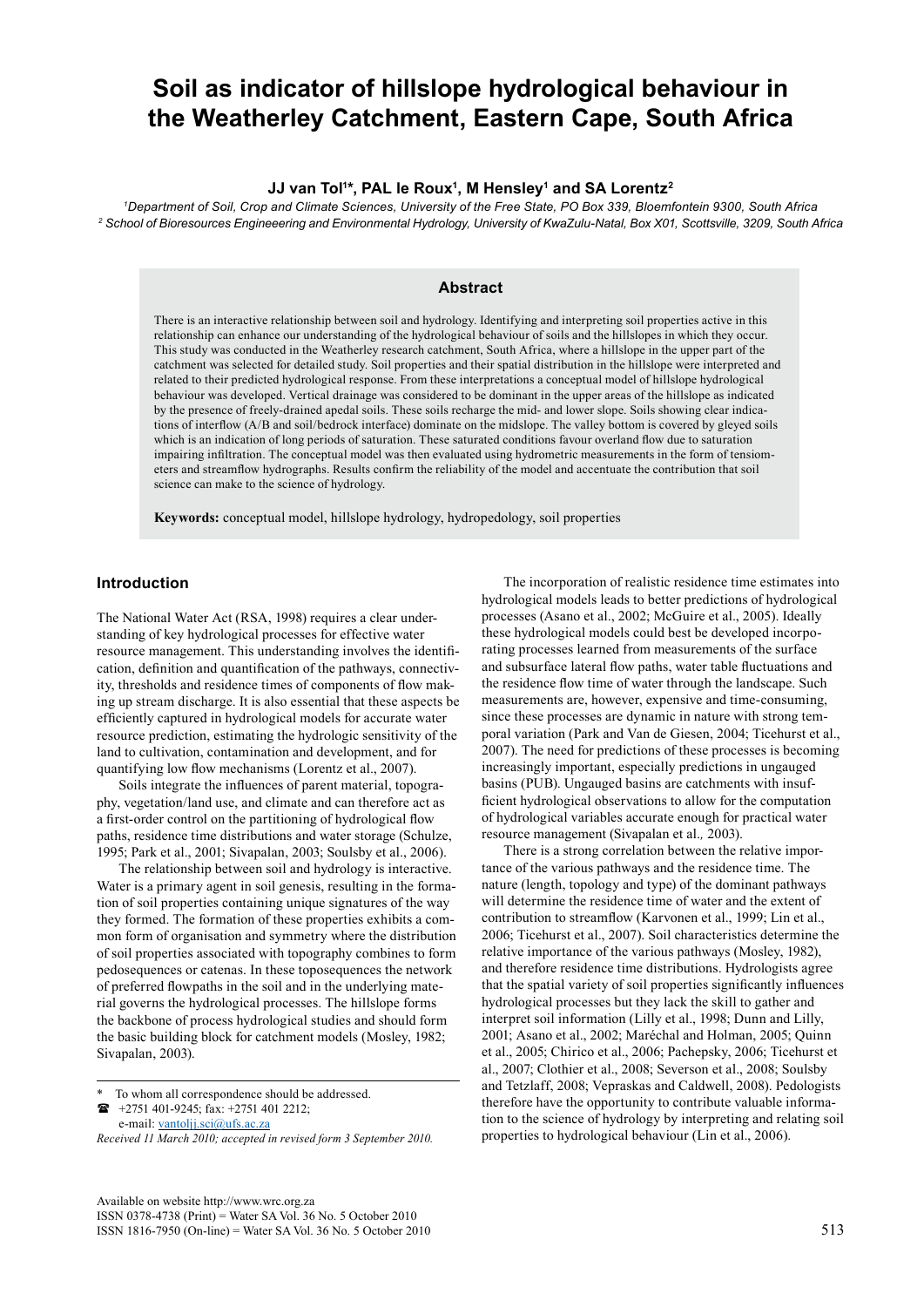# Soil as indicator of hillslope hydrological behaviour in the Weatherley Catchment, Eastern Cape, South Africa

**JJ van Tol[1]*, PAL le Roux[1], M Hensley[1] and SA Lorentz[2]**

*[1] Department of Soil, Crop and Climate Sciences, University of the Free State, PO Box 339, Bloemfontein 9300, South Africa*
*[2] School of Bioresources Engineeering and Environmental Hydrology, University of KwaZulu-Natal, Box X01, Scottsville, 3209, South Africa*

## Abstract

There is an interactive relationship between soil and hydrology. Identifying and interpreting soil properties active in this relationship can enhance our understanding of the hydrological behaviour of soils and the hillslopes in which they occur. This study was conducted in the Weatherley research catchment, South Africa, where a hillslope in the upper part of the catchment was selected for detailed study. Soil properties and their spatial distribution in the hillslope were interpreted and related to their predicted hydrological response. From these interpretations a conceptual model of hillslope hydrological behaviour was developed. Vertical drainage was considered to be dominant in the upper areas of the hillslope as indicated by the presence of freely-drained apedal soils. These soils recharge the mid- and lower slope. Soils showing clear indications of interflow (A/B and soil/bedrock interface) dominate on the midslope. The valley bottom is covered by gleyed soils which is an indication of long periods of saturation. These saturated conditions favour overland flow due to saturation impairing infiltration. The conceptual model was then evaluated using hydrometric measurements in the form of tensiometers and streamflow hydrographs. Results confirm the reliability of the model and accentuate the contribution that soil science can make to the science of hydrology.

**Keywords:** conceptual model, hillslope hydrology, hydropedology, soil properties

## Introduction

The National Water Act (RSA, 1998) requires a clear understanding of key hydrological processes for effective water resource management. This understanding involves the identification, definition and quantification of the pathways, connectivity, thresholds and residence times of components of flow making up stream discharge. It is also essential that these aspects be efficiently captured in hydrological models for accurate water resource prediction, estimating the hydrologic sensitivity of the land to cultivation, contamination and development, and for quantifying low flow mechanisms (Lorentz et al., 2007).

Soils integrate the influences of parent material, topography, vegetation/land use, and climate and can therefore act as a first-order control on the partitioning of hydrological flow paths, residence time distributions and water storage (Schulze, 1995; Park et al., 2001; Sivapalan, 2003; Soulsby et al., 2006).

The relationship between soil and hydrology is interactive. Water is a primary agent in soil genesis, resulting in the formation of soil properties containing unique signatures of the way they formed. The formation of these properties exhibits a common form of organisation and symmetry where the distribution of soil properties associated with topography combines to form pedosequences or catenas. In these toposequences the network of preferred flowpaths in the soil and in the underlying material governs the hydrological processes. The hillslope forms the backbone of process hydrological studies and should form the basic building block for catchment models (Mosley, 1982; Sivapalan, 2003).

\* To whom all correspondence should be addressed.
☎ +2751 401-9245; fax: +2751 401 2212;
e-mail: vantoljj.sci@ufs.ac.za

*Received 11 March 2010; accepted in revised form 3 September 2010.*

The incorporation of realistic residence time estimates into hydrological models leads to better predictions of hydrological processes (Asano et al., 2002; McGuire et al., 2005). Ideally these hydrological models could best be developed incorporating processes learned from measurements of the surface and subsurface lateral flow paths, water table fluctuations and the residence flow time of water through the landscape. Such measurements are, however, expensive and time-consuming, since these processes are dynamic in nature with strong temporal variation (Park and Van de Giesen, 2004; Ticehurst et al., 2007). The need for predictions of these processes is becoming increasingly important, especially predictions in ungauged basins (PUB). Ungauged basins are catchments with insufficient hydrological observations to allow for the computation of hydrological variables accurate enough for practical water resource management (Sivapalan et al*.,* 2003).

There is a strong correlation between the relative importance of the various pathways and the residence time. The nature (length, topology and type) of the dominant pathways will determine the residence time of water and the extent of contribution to streamflow (Karvonen et al., 1999; Lin et al., 2006; Ticehurst et al., 2007). Soil characteristics determine the relative importance of the various pathways (Mosley, 1982), and therefore residence time distributions. Hydrologists agree that the spatial variety of soil properties significantly influences hydrological processes but they lack the skill to gather and interpret soil information (Lilly et al., 1998; Dunn and Lilly, 2001; Asano et al., 2002; Maréchal and Holman, 2005; Quinn et al., 2005; Chirico et al., 2006; Pachepsky, 2006; Ticehurst et al., 2007; Clothier et al., 2008; Severson et al., 2008; Soulsby and Tetzlaff, 2008; Vepraskas and Caldwell, 2008). Pedologists therefore have the opportunity to contribute valuable information to the science of hydrology by interpreting and relating soil properties to hydrological behaviour (Lin et al., 2006).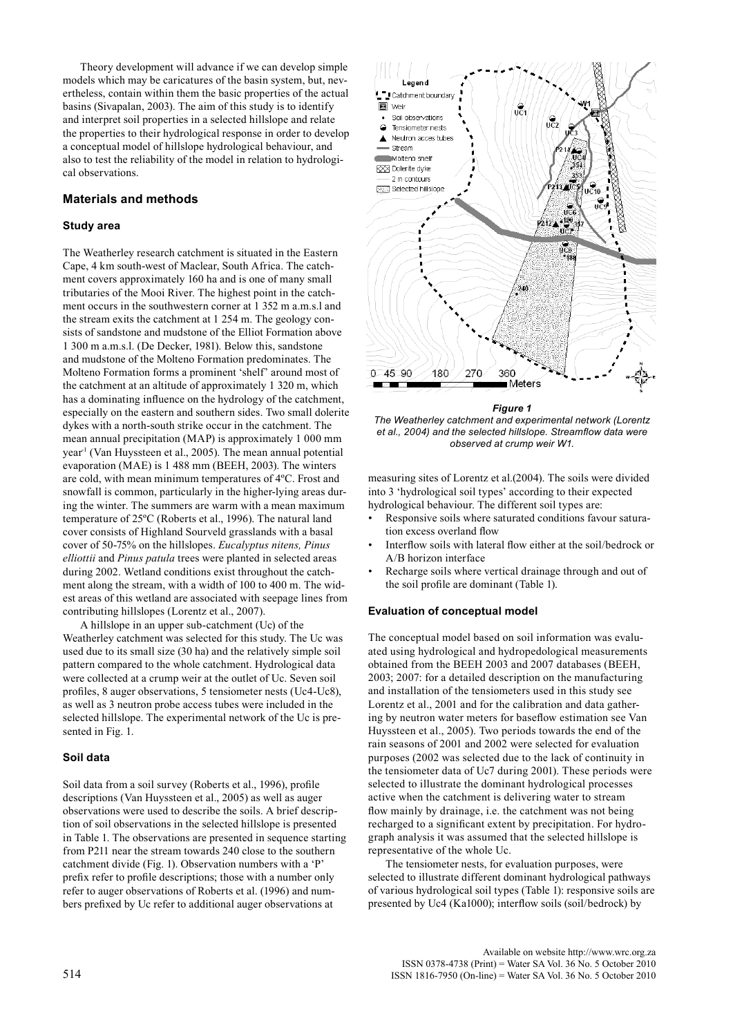Theory development will advance if we can develop simple models which may be caricatures of the basin system, but, nevertheless, contain within them the basic properties of the actual basins (Sivapalan, 2003). The aim of this study is to identify and interpret soil properties in a selected hillslope and relate the properties to their hydrological response in order to develop a conceptual model of hillslope hydrological behaviour, and also to test the reliability of the model in relation to hydrological observations.

## Materials and methods

### Study area

The Weatherley research catchment is situated in the Eastern Cape, 4 km south-west of Maclear, South Africa. The catchment covers approximately 160 ha and is one of many small tributaries of the Mooi River. The highest point in the catchment occurs in the southwestern corner at 1 352 m a.m.s.l and the stream exits the catchment at 1 254 m. The geology consists of sandstone and mudstone of the Elliot Formation above 1 300 m a.m.s.l. (De Decker, 1981). Below this, sandstone and mudstone of the Molteno Formation predominates. The Molteno Formation forms a prominent 'shelf' around most of the catchment at an altitude of approximately 1 320 m, which has a dominating influence on the hydrology of the catchment, especially on the eastern and southern sides. Two small dolerite dykes with a north-south strike occur in the catchment. The mean annual precipitation (MAP) is approximately 1 000 mm year$^{-1}$ (Van Huyssteen et al., 2005). The mean annual potential evaporation (MAE) is 1 488 mm (BEEH, 2003). The winters are cold, with mean minimum temperatures of 4ºC. Frost and snowfall is common, particularly in the higher-lying areas during the winter. The summers are warm with a mean maximum temperature of 25ºC (Roberts et al., 1996). The natural land cover consists of Highland Sourveld grasslands with a basal cover of 50-75% on the hillslopes. *Eucalyptus nitens, Pinus elliottii* and *Pinus patula* trees were planted in selected areas during 2002. Wetland conditions exist throughout the catchment along the stream, with a width of 100 to 400 m. The widest areas of this wetland are associated with seepage lines from contributing hillslopes (Lorentz et al., 2007).

A hillslope in an upper sub-catchment (Uc) of the Weatherley catchment was selected for this study. The Uc was used due to its small size (30 ha) and the relatively simple soil pattern compared to the whole catchment. Hydrological data were collected at a crump weir at the outlet of Uc. Seven soil profiles, 8 auger observations, 5 tensiometer nests (Uc4-Uc8), as well as 3 neutron probe access tubes were included in the selected hillslope. The experimental network of the Uc is presented in Fig. 1.

### Soil data

Soil data from a soil survey (Roberts et al., 1996), profile descriptions (Van Huyssteen et al., 2005) as well as auger observations were used to describe the soils. A brief description of soil observations in the selected hillslope is presented in Table 1. The observations are presented in sequence starting from P211 near the stream towards 240 close to the southern catchment divide (Fig. 1). Observation numbers with a 'P' prefix refer to profile descriptions; those with a number only refer to auger observations of Roberts et al. (1996) and numbers prefixed by Uc refer to additional auger observations at

***Figure 1***
*The Weatherley catchment and experimental network (Lorentz et al., 2004) and the selected hillslope. Streamflow data were observed at crump weir W1.*

measuring sites of Lorentz et al.(2004). The soils were divided into 3 'hydrological soil types' according to their expected hydrological behaviour. The different soil types are:

- Responsive soils where saturated conditions favour saturation excess overland flow
- Interflow soils with lateral flow either at the soil/bedrock or A/B horizon interface
- Recharge soils where vertical drainage through and out of the soil profile are dominant (Table 1).

### Evaluation of conceptual model

The conceptual model based on soil information was evaluated using hydrological and hydropedological measurements obtained from the BEEH 2003 and 2007 databases (BEEH, 2003; 2007: for a detailed description on the manufacturing and installation of the tensiometers used in this study see Lorentz et al., 2001 and for the calibration and data gathering by neutron water meters for baseflow estimation see Van Huyssteen et al., 2005). Two periods towards the end of the rain seasons of 2001 and 2002 were selected for evaluation purposes (2002 was selected due to the lack of continuity in the tensiometer data of Uc7 during 2001). These periods were selected to illustrate the dominant hydrological processes active when the catchment is delivering water to stream flow mainly by drainage, i.e. the catchment was not being recharged to a significant extent by precipitation. For hydrograph analysis it was assumed that the selected hillslope is representative of the whole Uc.

The tensiometer nests, for evaluation purposes, were selected to illustrate different dominant hydrological pathways of various hydrological soil types (Table 1): responsive soils are presented by Uc4 (Ka1000); interflow soils (soil/bedrock) by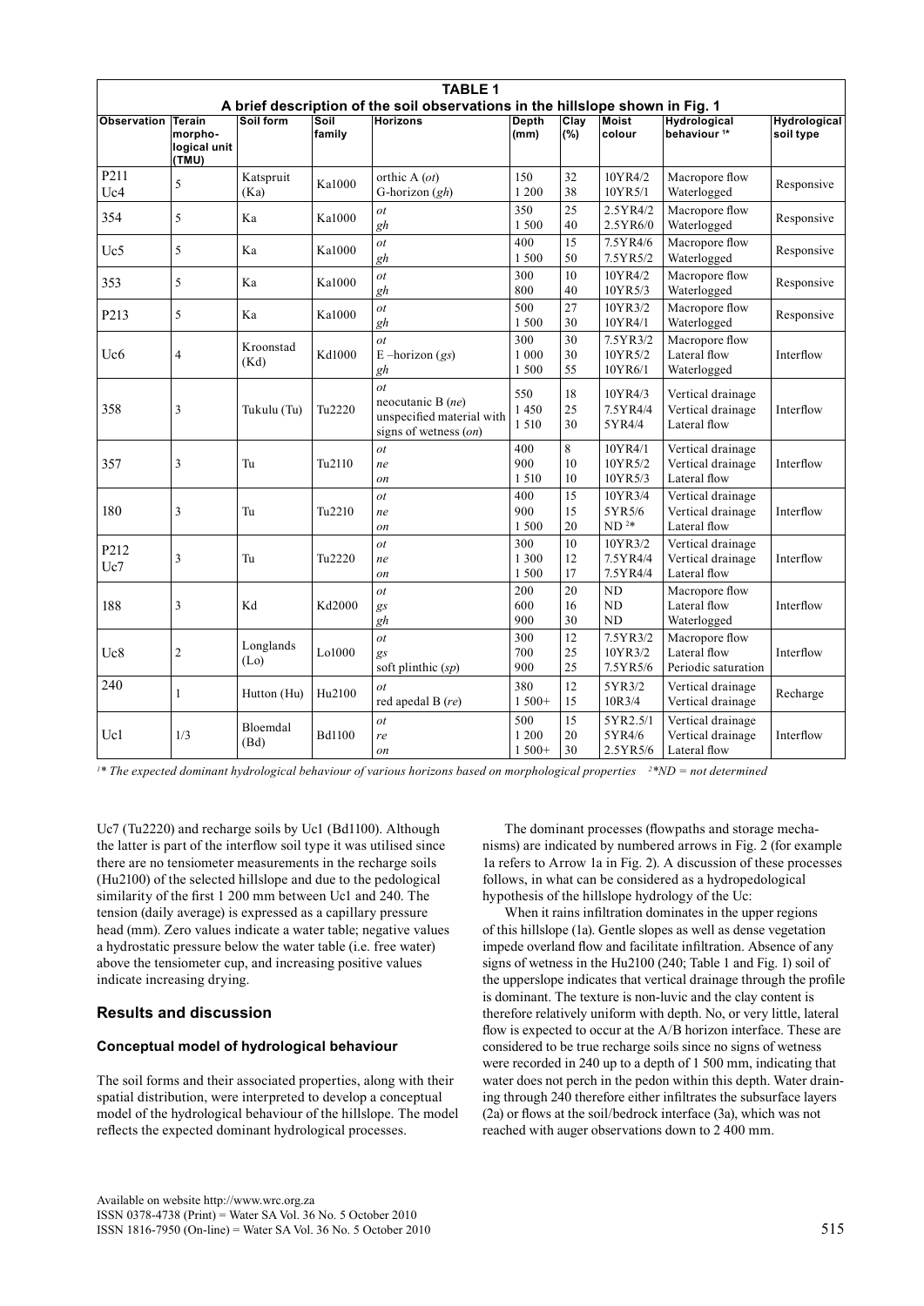**TABLE 1**
**A brief description of the soil observations in the hillslope shown in Fig. 1**

| Observation | Terrain morpho-logical unit (TMU) | Soil form | Soil family | Horizons | Depth (mm) | Clay (%) | Moist colour | Hydrological behaviour [1]* | Hydrological soil type |
|---|---|---|---|---|---|---|---|---|---|
| P211<br>Uc4 | 5 | Katspruit (Ka) | Ka1000 | orthic A (*ot*)<br>G-horizon (*gh*) | 150<br>1 200 | 32<br>38 | 10YR4/2<br>10YR5/1 | Macropore flow<br>Waterlogged | Responsive |
| 354 | 5 | Ka | Ka1000 | *ot*<br>*gh* | 350<br>1 500 | 25<br>40 | 2.5YR4/2<br>2.5YR6/0 | Macropore flow<br>Waterlogged | Responsive |
| Uc5 | 5 | Ka | Ka1000 | *ot*<br>*gh* | 400<br>1 500 | 15<br>50 | 7.5YR4/6<br>7.5YR5/2 | Macropore flow<br>Waterlogged | Responsive |
| 353 | 5 | Ka | Ka1000 | *ot*<br>*gh* | 300<br>800 | 10<br>40 | 10YR4/2<br>10YR5/3 | Macropore flow<br>Waterlogged | Responsive |
| P213 | 5 | Ka | Ka1000 | *ot*<br>*gh* | 500<br>1 500 | 27<br>30 | 10YR3/2<br>10YR4/1 | Macropore flow<br>Waterlogged | Responsive |
| Uc6 | 4 | Kroonstad (Kd) | Kd1000 | *ot*<br>E –horizon (*gs*)<br>*gh* | 300<br>1 000<br>1 500 | 30<br>30<br>55 | 7.5YR3/2<br>10YR5/2<br>10YR6/1 | Macropore flow<br>Lateral flow<br>Waterlogged | Interflow |
| 358 | 3 | Tukulu (Tu) | Tu2220 | *ot*<br>neocutanic B (*ne*)<br>unspecified material with signs of wetness (*on*) | 550<br>1 450<br>1 510 | 18<br>25<br>30 | 10YR4/3<br>7.5YR4/4<br>5YR4/4 | Vertical drainage<br>Vertical drainage<br>Lateral flow | Interflow |
| 357 | 3 | Tu | Tu2110 | *ot*<br>*ne*<br>*on* | 400<br>900<br>1 510 | 8<br>10<br>10 | 10YR4/1<br>10YR5/2<br>10YR5/3 | Vertical drainage<br>Vertical drainage<br>Lateral flow | Interflow |
| 180 | 3 | Tu | Tu2210 | *ot*<br>*ne*<br>*on* | 400<br>900<br>1 500 | 15<br>15<br>20 | 10YR3/4<br>5YR5/6<br>ND [2]* | Vertical drainage<br>Vertical drainage<br>Lateral flow | Interflow |
| P212<br>Uc7 | 3 | Tu | Tu2220 | *ot*<br>*ne*<br>*on* | 300<br>1 300<br>1 500 | 10<br>12<br>17 | 10YR3/2<br>7.5YR4/4<br>7.5YR4/4 | Vertical drainage<br>Vertical drainage<br>Lateral flow | Interflow |
| 188 | 3 | Kd | Kd2000 | *ot*<br>*gs*<br>*gh* | 200<br>600<br>900 | 20<br>16<br>30 | ND<br>ND<br>ND | Macropore flow<br>Lateral flow<br>Waterlogged | Interflow |
| Uc8 | 2 | Longlands (Lo) | Lo1000 | *ot*<br>*gs*<br>soft plinthic (*sp*) | 300<br>700<br>900 | 12<br>25<br>25 | 7.5YR3/2<br>10YR3/2<br>7.5YR5/6 | Macropore flow<br>Lateral flow<br>Periodic saturation | Interflow |
| 240 | 1 | Hutton (Hu) | Hu2100 | *ot*<br>red apedal B (*re*) | 380<br>1 500+ | 12<br>15 | 5YR3/2<br>10R3/4 | Vertical drainage<br>Vertical drainage | Recharge |
| Uc1 | 1/3 | Bloemdal (Bd) | Bd1100 | *ot*<br>*re*<br>*on* | 500<br>1 200<br>1 500+ | 15<br>20<br>30 | 5YR2.5/1<br>5YR4/6<br>2.5YR5/6 | Vertical drainage<br>Vertical drainage<br>Lateral flow | Interflow |

*[1]* The expected dominant hydrological behaviour of various horizons based on morphological properties   [2]*ND = not determined*

Uc7 (Tu2220) and recharge soils by Uc1 (Bd1100). Although the latter is part of the interflow soil type it was utilised since there are no tensiometer measurements in the recharge soils (Hu2100) of the selected hillslope and due to the pedological similarity of the first 1 200 mm between Uc1 and 240. The tension (daily average) is expressed as a capillary pressure head (mm). Zero values indicate a water table; negative values a hydrostatic pressure below the water table (i.e. free water) above the tensiometer cup, and increasing positive values indicate increasing drying.

## Results and discussion

### Conceptual model of hydrological behaviour

The soil forms and their associated properties, along with their spatial distribution, were interpreted to develop a conceptual model of the hydrological behaviour of the hillslope. The model reflects the expected dominant hydrological processes.

The dominant processes (flowpaths and storage mechanisms) are indicated by numbered arrows in Fig. 2 (for example 1a refers to Arrow 1a in Fig. 2). A discussion of these processes follows, in what can be considered as a hydropedological hypothesis of the hillslope hydrology of the Uc:

When it rains infiltration dominates in the upper regions of this hillslope (1a). Gentle slopes as well as dense vegetation impede overland flow and facilitate infiltration. Absence of any signs of wetness in the Hu2100 (240; Table 1 and Fig. 1) soil of the upperslope indicates that vertical drainage through the profile is dominant. The texture is non-luvic and the clay content is therefore relatively uniform with depth. No, or very little, lateral flow is expected to occur at the A/B horizon interface. These are considered to be true recharge soils since no signs of wetness were recorded in 240 up to a depth of 1 500 mm, indicating that water does not perch in the pedon within this depth. Water draining through 240 therefore either infiltrates the subsurface layers (2a) or flows at the soil/bedrock interface (3a), which was not reached with auger observations down to 2 400 mm.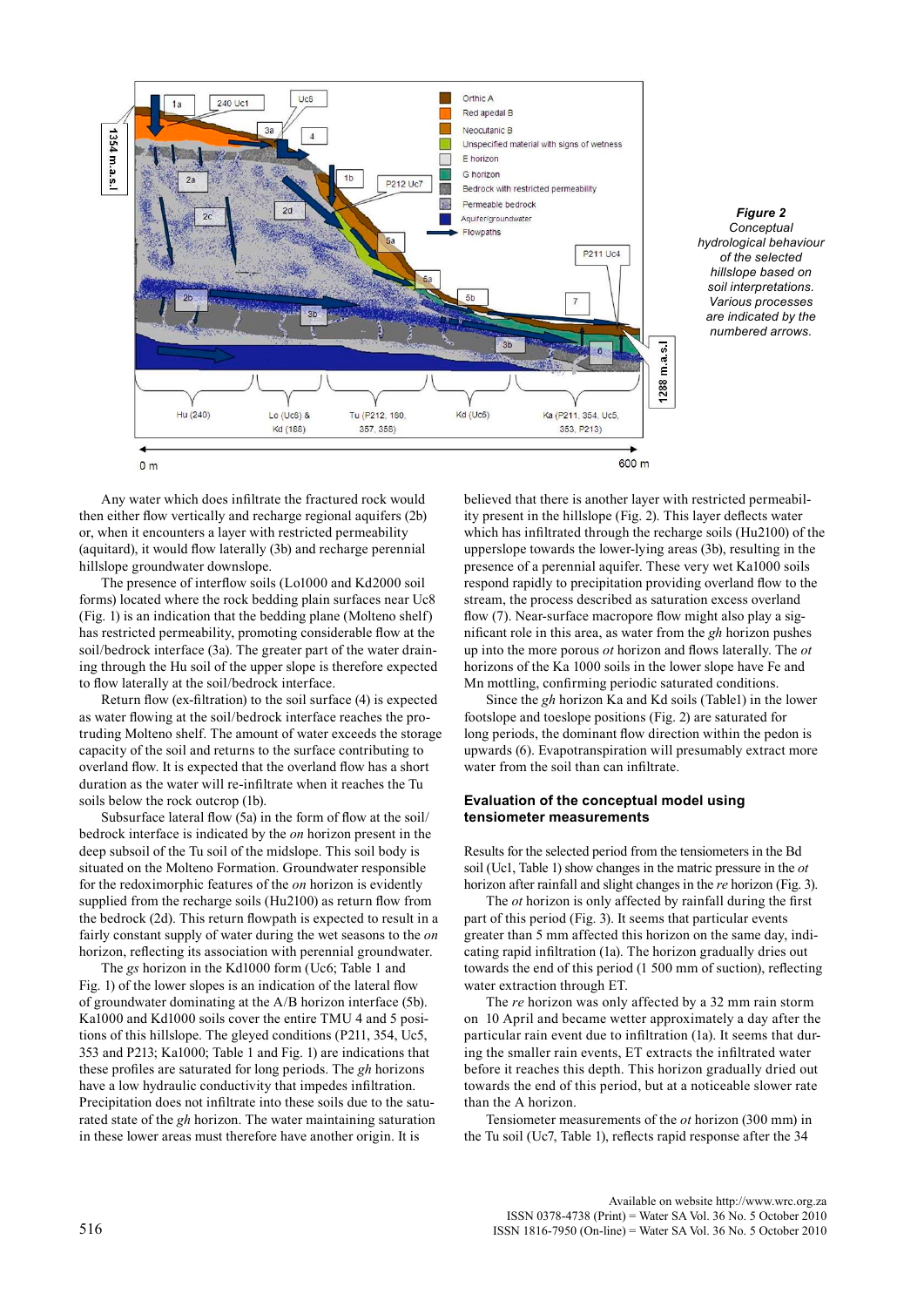**Figure 2**
*Conceptual hydrological behaviour of the selected hillslope based on soil interpretations. Various processes are indicated by the numbered arrows.*

Any water which does infiltrate the fractured rock would then either flow vertically and recharge regional aquifers (2b) or, when it encounters a layer with restricted permeability (aquitard), it would flow laterally (3b) and recharge perennial hillslope groundwater downslope.

The presence of interflow soils (Lo1000 and Kd2000 soil forms) located where the rock bedding plain surfaces near Uc8 (Fig. 1) is an indication that the bedding plane (Molteno shelf) has restricted permeability, promoting considerable flow at the soil/bedrock interface (3a). The greater part of the water draining through the Hu soil of the upper slope is therefore expected to flow laterally at the soil/bedrock interface.

Return flow (ex-filtration) to the soil surface (4) is expected as water flowing at the soil/bedrock interface reaches the protruding Molteno shelf. The amount of water exceeds the storage capacity of the soil and returns to the surface contributing to overland flow. It is expected that the overland flow has a short duration as the water will re-infiltrate when it reaches the Tu soils below the rock outcrop (1b).

Subsurface lateral flow (5a) in the form of flow at the soil/bedrock interface is indicated by the *on* horizon present in the deep subsoil of the Tu soil of the midslope. This soil body is situated on the Molteno Formation. Groundwater responsible for the redoximorphic features of the *on* horizon is evidently supplied from the recharge soils (Hu2100) as return flow from the bedrock (2d). This return flowpath is expected to result in a fairly constant supply of water during the wet seasons to the *on* horizon, reflecting its association with perennial groundwater.

The *gs* horizon in the Kd1000 form (Uc6; Table 1 and Fig. 1) of the lower slopes is an indication of the lateral flow of groundwater dominating at the A/B horizon interface (5b). Ka1000 and Kd1000 soils cover the entire TMU 4 and 5 positions of this hillslope. The gleyed conditions (P211, 354, Uc5, 353 and P213; Ka1000; Table 1 and Fig. 1) are indications that these profiles are saturated for long periods. The *gh* horizons have a low hydraulic conductivity that impedes infiltration. Precipitation does not infiltrate into these soils due to the saturated state of the *gh* horizon. The water maintaining saturation in these lower areas must therefore have another origin. It is believed that there is another layer with restricted permeability present in the hillslope (Fig. 2). This layer deflects water which has infiltrated through the recharge soils (Hu2100) of the upperslope towards the lower-lying areas (3b), resulting in the presence of a perennial aquifer. These very wet Ka1000 soils respond rapidly to precipitation providing overland flow to the stream, the process described as saturation excess overland flow (7). Near-surface macropore flow might also play a significant role in this area, as water from the *gh* horizon pushes up into the more porous *ot* horizon and flows laterally. The *ot* horizons of the Ka 1000 soils in the lower slope have Fe and Mn mottling, confirming periodic saturated conditions.

Since the *gh* horizon Ka and Kd soils (Table1) in the lower footslope and toeslope positions (Fig. 2) are saturated for long periods, the dominant flow direction within the pedon is upwards (6). Evapotranspiration will presumably extract more water from the soil than can infiltrate.

## Evaluation of the conceptual model using tensiometer measurements

Results for the selected period from the tensiometers in the Bd soil (Uc1, Table 1) show changes in the matric pressure in the *ot* horizon after rainfall and slight changes in the *re* horizon (Fig. 3).

The *ot* horizon is only affected by rainfall during the first part of this period (Fig. 3). It seems that particular events greater than 5 mm affected this horizon on the same day, indicating rapid infiltration (1a). The horizon gradually dries out towards the end of this period (1 500 mm of suction), reflecting water extraction through ET.

The *re* horizon was only affected by a 32 mm rain storm on 10 April and became wetter approximately a day after the particular rain event due to infiltration (1a). It seems that during the smaller rain events, ET extracts the infiltrated water before it reaches this depth. This horizon gradually dried out towards the end of this period, but at a noticeable slower rate than the A horizon.

Tensiometer measurements of the *ot* horizon (300 mm) in the Tu soil (Uc7, Table 1), reflects rapid response after the 34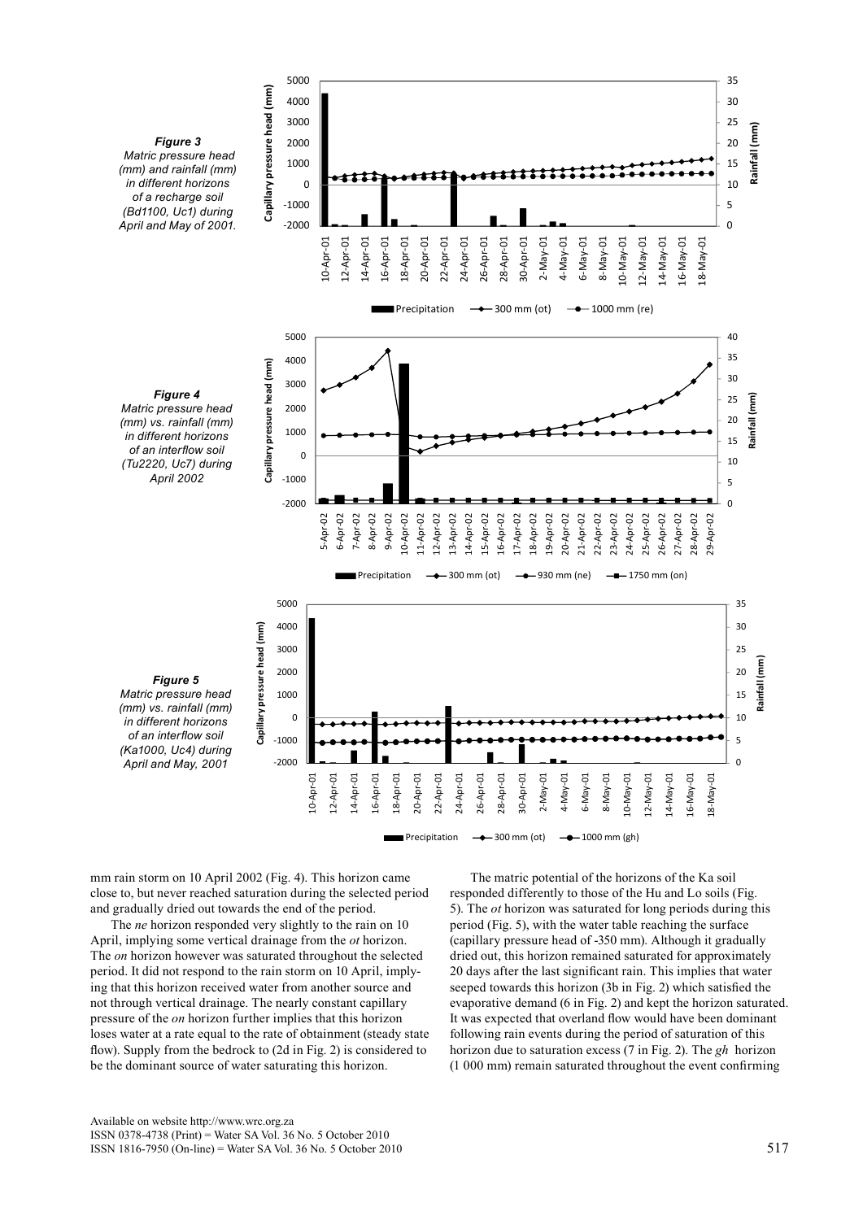*Figure 3*
*Matric pressure head (mm) and rainfall (mm) in different horizons of a recharge soil (Bd1100, Uc1) during April and May of 2001.*

*Figure 4*
*Matric pressure head (mm) vs. rainfall (mm) in different horizons of an interflow soil (Tu2220, Uc7) during April 2002*

*Figure 5*
*Matric pressure head (mm) vs. rainfall (mm) in different horizons of an interflow soil (Ka1000, Uc4) during April and May, 2001*

mm rain storm on 10 April 2002 (Fig. 4). This horizon came close to, but never reached saturation during the selected period and gradually dried out towards the end of the period.

The *ne* horizon responded very slightly to the rain on 10 April, implying some vertical drainage from the *ot* horizon. The *on* horizon however was saturated throughout the selected period. It did not respond to the rain storm on 10 April, implying that this horizon received water from another source and not through vertical drainage. The nearly constant capillary pressure of the *on* horizon further implies that this horizon loses water at a rate equal to the rate of obtainment (steady state flow). Supply from the bedrock to (2d in Fig. 2) is considered to be the dominant source of water saturating this horizon.

The matric potential of the horizons of the Ka soil responded differently to those of the Hu and Lo soils (Fig. 5). The *ot* horizon was saturated for long periods during this period (Fig. 5), with the water table reaching the surface (capillary pressure head of -350 mm). Although it gradually dried out, this horizon remained saturated for approximately 20 days after the last significant rain. This implies that water seeped towards this horizon (3b in Fig. 2) which satisfied the evaporative demand (6 in Fig. 2) and kept the horizon saturated. It was expected that overland flow would have been dominant following rain events during the period of saturation of this horizon due to saturation excess (7 in Fig. 2). The *gh* horizon (1 000 mm) remain saturated throughout the event confirming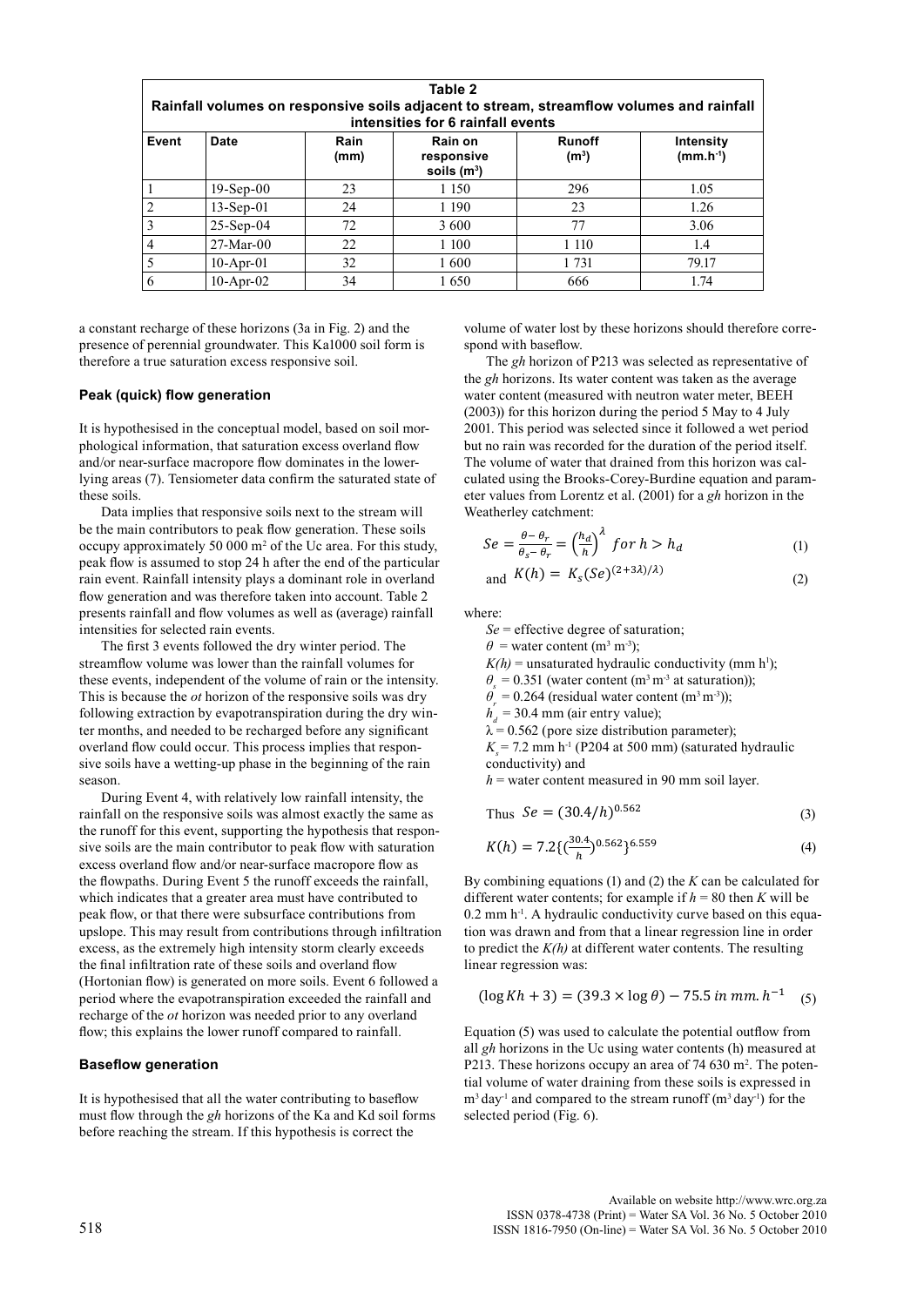**Table 2**
**Rainfall volumes on responsive soils adjacent to stream, streamflow volumes and rainfall intensities for 6 rainfall events**

| Event | Date | Rain (mm) | Rain on responsive soils ($m^3$) | Runoff ($m^3$) | Intensity ($mm.h^{-1}$) |
|---|---|---|---|---|---|
| 1 | 19-Sep-00 | 23 | 1 150 | 296 | 1.05 |
| 2 | 13-Sep-01 | 24 | 1 190 | 23 | 1.26 |
| 3 | 25-Sep-04 | 72 | 3 600 | 77 | 3.06 |
| 4 | 27-Mar-00 | 22 | 1 100 | 1 110 | 1.4 |
| 5 | 10-Apr-01 | 32 | 1 600 | 1 731 | 79.17 |
| 6 | 10-Apr-02 | 34 | 1 650 | 666 | 1.74 |

a constant recharge of these horizons (3a in Fig. 2) and the presence of perennial groundwater. This Ka1000 soil form is therefore a true saturation excess responsive soil.

### Peak (quick) flow generation

It is hypothesised in the conceptual model, based on soil morphological information, that saturation excess overland flow and/or near-surface macropore flow dominates in the lower-lying areas (7). Tensiometer data confirm the saturated state of these soils.

Data implies that responsive soils next to the stream will be the main contributors to peak flow generation. These soils occupy approximately 50 000 $m^2$ of the Uc area. For this study, peak flow is assumed to stop 24 h after the end of the particular rain event. Rainfall intensity plays a dominant role in overland flow generation and was therefore taken into account. Table 2 presents rainfall and flow volumes as well as (average) rainfall intensities for selected rain events.

The first 3 events followed the dry winter period. The streamflow volume was lower than the rainfall volumes for these events, independent of the volume of rain or the intensity. This is because the *ot* horizon of the responsive soils was dry following extraction by evapotranspiration during the dry winter months, and needed to be recharged before any significant overland flow could occur. This process implies that responsive soils have a wetting-up phase in the beginning of the rain season.

During Event 4, with relatively low rainfall intensity, the rainfall on the responsive soils was almost exactly the same as the runoff for this event, supporting the hypothesis that responsive soils are the main contributor to peak flow with saturation excess overland flow and/or near-surface macropore flow as the flowpaths. During Event 5 the runoff exceeds the rainfall, which indicates that a greater area must have contributed to peak flow, or that there were subsurface contributions from upslope. This may result from contributions through infiltration excess, as the extremely high intensity storm clearly exceeds the final infiltration rate of these soils and overland flow (Hortonian flow) is generated on more soils. Event 6 followed a period where the evapotranspiration exceeded the rainfall and recharge of the *ot* horizon was needed prior to any overland flow; this explains the lower runoff compared to rainfall.

### Baseflow generation

It is hypothesised that all the water contributing to baseflow must flow through the *gh* horizons of the Ka and Kd soil forms before reaching the stream. If this hypothesis is correct the volume of water lost by these horizons should therefore correspond with baseflow.

The *gh* horizon of P213 was selected as representative of the *gh* horizons. Its water content was taken as the average water content (measured with neutron water meter, BEEH (2003)) for this horizon during the period 5 May to 4 July 2001. This period was selected since it followed a wet period but no rain was recorded for the duration of the period itself. The volume of water that drained from this horizon was calculated using the Brooks-Corey-Burdine equation and parameter values from Lorentz et al. (2001) for a *gh* horizon in the Weatherley catchment:

$$Se = \frac{\theta - \theta_r}{\theta_s - \theta_r} = \left(\frac{h_d}{h}\right)^{\lambda} \ for\ h > h_d \quad (1)$$

and $$K(h) = K_s(Se)^{(2+3\lambda)/\lambda} \quad (2)$$

where:

$Se$ = effective degree of saturation;
$\theta$ = water content ($m^3\ m^{-3}$);
$K(h)$ = unsaturated hydraulic conductivity ($mm\ h^1$);
$\theta_s$ = 0.351 (water content ($m^3\ m^{-3}$ at saturation));
$\theta_r$ = 0.264 (residual water content ($m^3\ m^{-3}$));
$h_d$ = 30.4 mm (air entry value);
$\lambda$ = 0.562 (pore size distribution parameter);
$K_s$ = 7.2 mm $h^{-1}$ (P204 at 500 mm) (saturated hydraulic conductivity) and
$h$ = water content measured in 90 mm soil layer.

Thus $$Se = (30.4/h)^{0.562} \quad (3)$$

$$K(h) = 7.2\{(\tfrac{30.4}{h})^{0.562}\}^{6.559} \quad (4)$$

By combining equations (1) and (2) the $K$ can be calculated for different water contents; for example if $h$ = 80 then $K$ will be 0.2 mm $h^{-1}$. A hydraulic conductivity curve based on this equation was drawn and from that a linear regression line in order to predict the $K(h)$ at different water contents. The resulting linear regression was:

$$(\log Kh + 3) = (39.3 \times \log \theta) - 75.5 \ in\ mm.h^{-1} \quad (5)$$

Equation (5) was used to calculate the potential outflow from all *gh* horizons in the Uc using water contents (h) measured at P213. These horizons occupy an area of 74 630 $m^2$. The potential volume of water draining from these soils is expressed in $m^3\ day^{-1}$ and compared to the stream runoff ($m^3\ day^{-1}$) for the selected period (Fig. 6).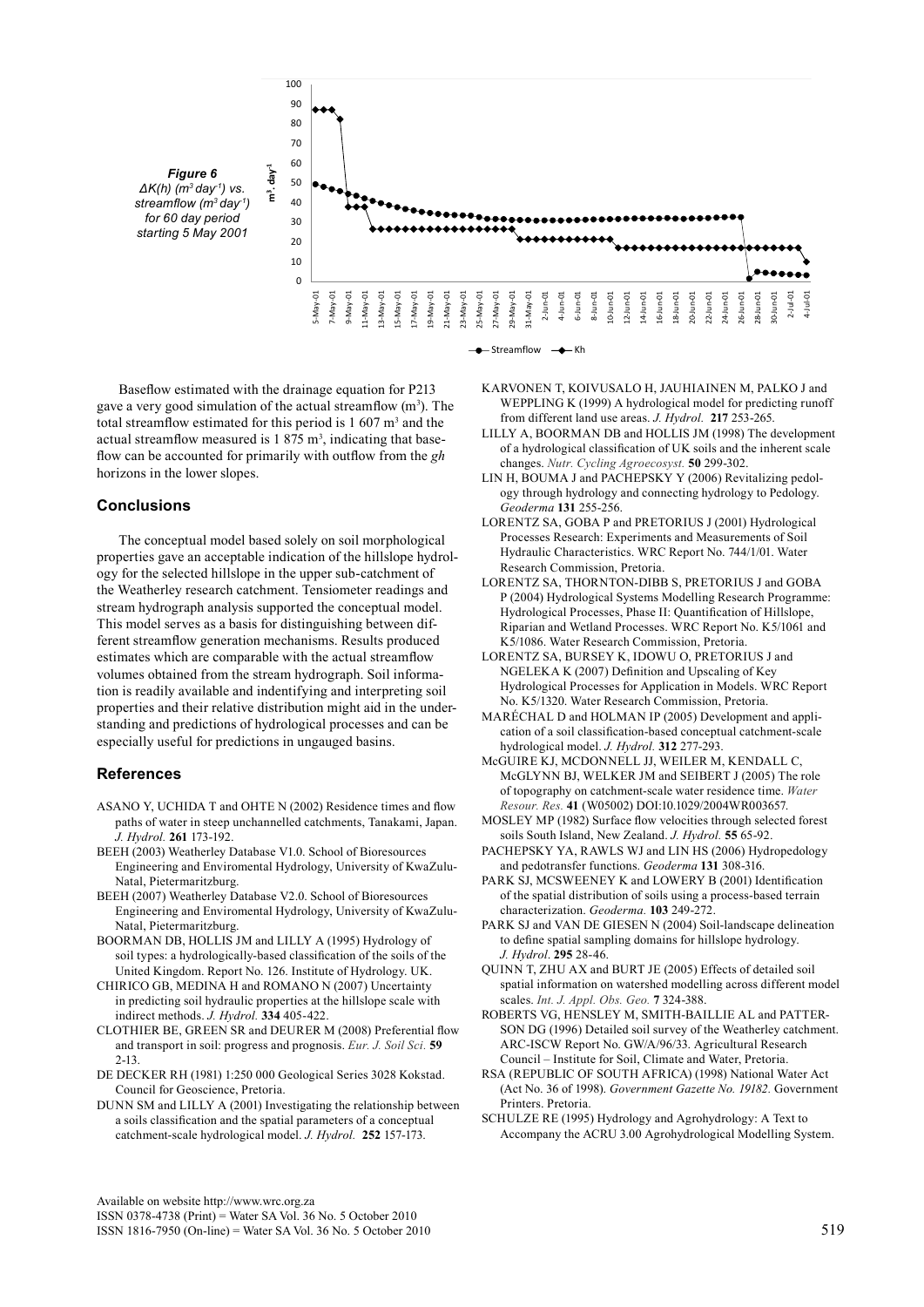**Figure 6**
*ΔK(h) ($m^3$ $day^{-1}$) vs. streamflow ($m^3$ $day^{-1}$) for 60 day period starting 5 May 2001*

Baseflow estimated with the drainage equation for P213 gave a very good simulation of the actual streamflow ($m^3$). The total streamflow estimated for this period is 1 607 $m^3$ and the actual streamflow measured is 1 875 $m^3$, indicating that baseflow can be accounted for primarily with outflow from the *gh* horizons in the lower slopes.

## Conclusions

The conceptual model based solely on soil morphological properties gave an acceptable indication of the hillslope hydrology for the selected hillslope in the upper sub-catchment of the Weatherley research catchment. Tensiometer readings and stream hydrograph analysis supported the conceptual model. This model serves as a basis for distinguishing between different streamflow generation mechanisms. Results produced estimates which are comparable with the actual streamflow volumes obtained from the stream hydrograph. Soil information is readily available and indentifying and interpreting soil properties and their relative distribution might aid in the understanding and predictions of hydrological processes and can be especially useful for predictions in ungauged basins.

## References

ASANO Y, UCHIDA T and OHTE N (2002) Residence times and flow paths of water in steep unchannelled catchments, Tanakami, Japan. *J. Hydrol.* **261** 173-192.

BEEH (2003) Weatherley Database V1.0. School of Bioresources Engineering and Enviromental Hydrology, University of KwaZulu-Natal, Pietermaritzburg.

BEEH (2007) Weatherley Database V2.0. School of Bioresources Engineering and Enviromental Hydrology, University of KwaZulu-Natal, Pietermaritzburg.

BOORMAN DB, HOLLIS JM and LILLY A (1995) Hydrology of soil types: a hydrologically-based classification of the soils of the United Kingdom. Report No. 126. Institute of Hydrology. UK.

CHIRICO GB, MEDINA H and ROMANO N (2007) Uncertainty in predicting soil hydraulic properties at the hillslope scale with indirect methods. *J. Hydrol.* **334** 405-422.

CLOTHIER BE, GREEN SR and DEURER M (2008) Preferential flow and transport in soil: progress and prognosis. *Eur. J. Soil Sci.* **59** 2-13.

DE DECKER RH (1981) 1:250 000 Geological Series 3028 Kokstad. Council for Geoscience, Pretoria.

DUNN SM and LILLY A (2001) Investigating the relationship between a soils classification and the spatial parameters of a conceptual catchment-scale hydrological model. *J. Hydrol.* **252** 157-173.

KARVONEN T, KOIVUSALO H, JAUHIAINEN M, PALKO J and WEPPLING K (1999) A hydrological model for predicting runoff from different land use areas. *J. Hydrol.* **217** 253-265.

LILLY A, BOORMAN DB and HOLLIS JM (1998) The development of a hydrological classification of UK soils and the inherent scale changes. *Nutr. Cycling Agroecosyst.* **50** 299-302.

LIN H, BOUMA J and PACHEPSKY Y (2006) Revitalizing pedology through hydrology and connecting hydrology to Pedology. *Geoderma* **131** 255-256.

LORENTZ SA, GOBA P and PRETORIUS J (2001) Hydrological Processes Research: Experiments and Measurements of Soil Hydraulic Characteristics. WRC Report No. 744/1/01. Water Research Commission, Pretoria.

LORENTZ SA, THORNTON-DIBB S, PRETORIUS J and GOBA P (2004) Hydrological Systems Modelling Research Programme: Hydrological Processes, Phase II: Quantification of Hillslope, Riparian and Wetland Processes. WRC Report No. K5/1061 and K5/1086. Water Research Commission, Pretoria.

LORENTZ SA, BURSEY K, IDOWU O, PRETORIUS J and NGELEKA K (2007) Definition and Upscaling of Key Hydrological Processes for Application in Models. WRC Report No. K5/1320. Water Research Commission, Pretoria.

MARÉCHAL D and HOLMAN IP (2005) Development and application of a soil classification-based conceptual catchment-scale hydrological model. *J. Hydrol.* **312** 277-293.

McGUIRE KJ, MCDONNELL JJ, WEILER M, KENDALL C, McGLYNN BJ, WELKER JM and SEIBERT J (2005) The role of topography on catchment-scale water residence time. *Water Resour. Res.* **41** (W05002) DOI:10.1029/2004WR003657.

MOSLEY MP (1982) Surface flow velocities through selected forest soils South Island, New Zealand. *J. Hydrol.* **55** 65-92.

PACHEPSKY YA, RAWLS WJ and LIN HS (2006) Hydropedology and pedotransfer functions. *Geoderma* **131** 308-316.

PARK SJ, MCSWEENEY K and LOWERY B (2001) Identification of the spatial distribution of soils using a process-based terrain characterization. *Geoderma.* **103** 249-272.

PARK SJ and VAN DE GIESEN N (2004) Soil-landscape delineation to define spatial sampling domains for hillslope hydrology. *J. Hydrol*. **295** 28-46.

QUINN T, ZHU AX and BURT JE (2005) Effects of detailed soil spatial information on watershed modelling across different model scales. *Int. J. Appl. Obs. Geo.* **7** 324-388.

ROBERTS VG, HENSLEY M, SMITH-BAILLIE AL and PATTERSON DG (1996) Detailed soil survey of the Weatherley catchment. ARC-ISCW Report No. GW/A/96/33. Agricultural Research Council – Institute for Soil, Climate and Water, Pretoria.

RSA (REPUBLIC OF SOUTH AFRICA) (1998) National Water Act (Act No. 36 of 1998). *Government Gazette No. 19182*. Government Printers. Pretoria.

SCHULZE RE (1995) Hydrology and Agrohydrology: A Text to Accompany the ACRU 3.00 Agrohydrological Modelling System.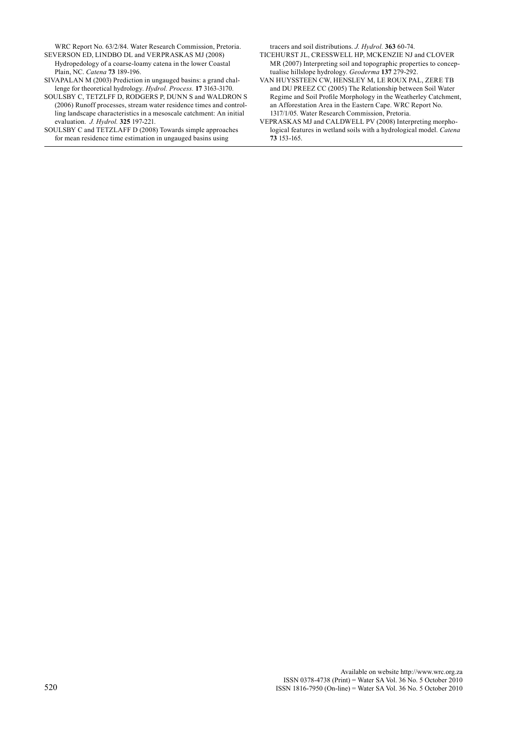WRC Report No. 63/2/84. Water Research Commission, Pretoria.

SEVERSON ED, LINDBO DL and VERPRASKAS MJ (2008) Hydropedology of a coarse-loamy catena in the lower Coastal Plain, NC. *Catena* **73** 189-196.

SIVAPALAN M (2003) Prediction in ungauged basins: a grand challenge for theoretical hydrology. *Hydrol. Process.* **17** 3163-3170.

SOULSBY C, TETZLFF D, RODGERS P, DUNN S and WALDRON S (2006) Runoff processes, stream water residence times and controlling landscape characteristics in a mesoscale catchment: An initial evaluation. *J. Hydrol.* **325** 197-221.

SOULSBY C and TETZLAFF D (2008) Towards simple approaches for mean residence time estimation in ungauged basins using tracers and soil distributions. *J. Hydrol.* **363** 60-74.

TICEHURST JL, CRESSWELL HP, MCKENZIE NJ and CLOVER MR (2007) Interpreting soil and topographic properties to conceptualise hillslope hydrology. *Geoderma* **137** 279-292.

VAN HUYSSTEEN CW, HENSLEY M, LE ROUX PAL, ZERE TB and DU PREEZ CC (2005) The Relationship between Soil Water Regime and Soil Profile Morphology in the Weatherley Catchment, an Afforestation Area in the Eastern Cape. WRC Report No. 1317/1/05. Water Research Commission, Pretoria.

VEPRASKAS MJ and CALDWELL PV (2008) Interpreting morphological features in wetland soils with a hydrological model. *Catena* **73** 153-165.